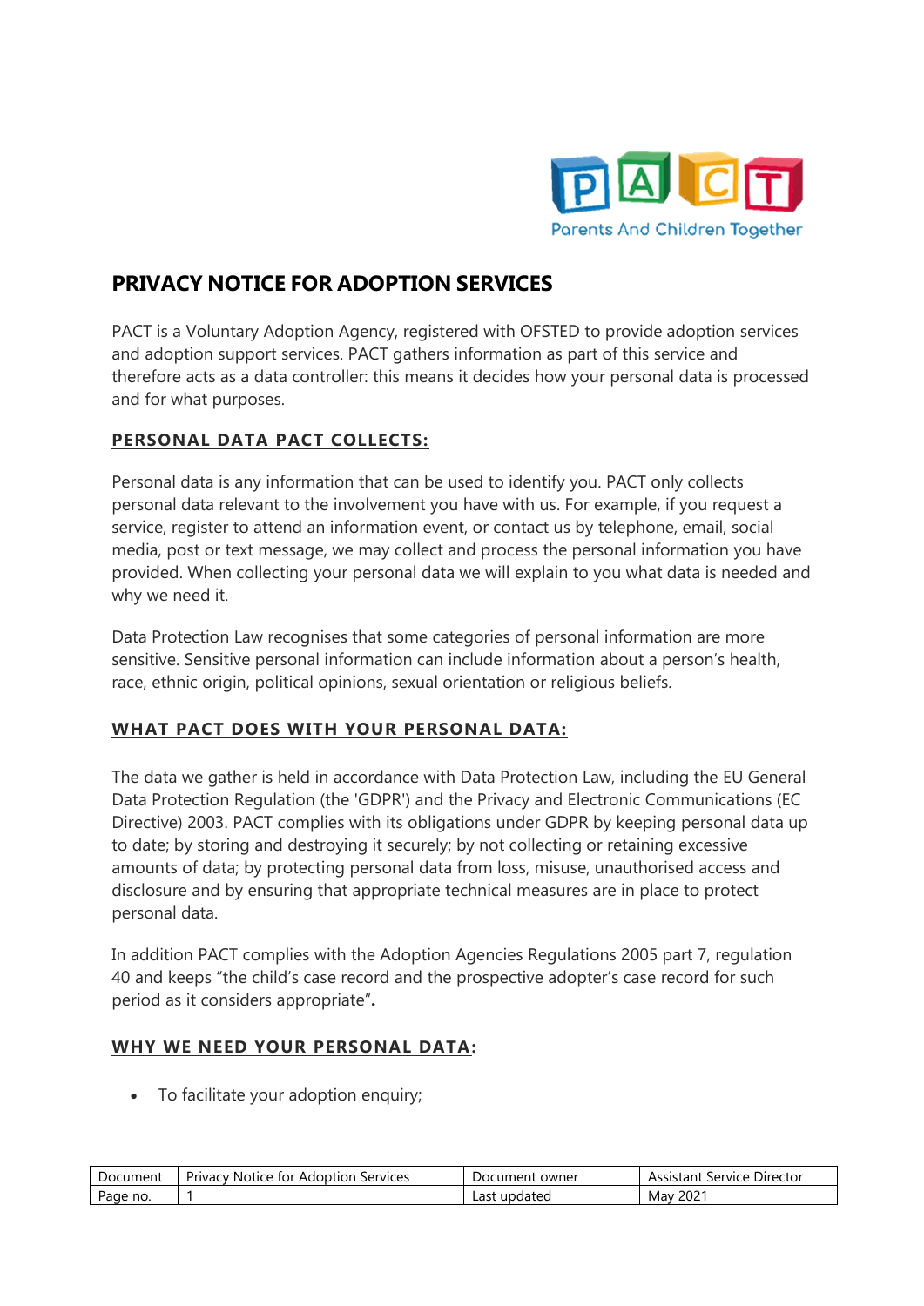# PRIVACY NOTICE FOR ADOPTION SERVICES

PACT is a Voluntary Adoption Agency, registered with OFSTED to provide adoption services and adoption support services. PACT gathers information as part of this service and therefore acts as a data controller: this means it decides how your personal data is processed and for what purposes.

## PERSONAL DATA PACT COLLECTS:

Personal data is any information that can be used to identify you. PACT only collects personal data relevant to the involvement you have with us. For example, if you request a service, register to attend an information event, or contact us by telephone, email, social media, post or text message, we may collect and process the personal information you have provided. When collecting your personal data we will explain to you what data is needed and why we need it.

Data Protection Law recognises that some categories of personal information are more sensitive. Sensitive personal information can include information about a person's health, race, ethnic origin, political opinions, sexual orientation or religious beliefs.

## WHAT PACT DOES WITH YOUR PERSONAL DATA:

The data we gather is held in accordance with Data Protection Law, including the EU General Data Protection Regulation (the 'GDPR') and the Privacy and Electronic Communications (EC Directive) 2003. PACT complies with its obligations under GDPR by keeping personal data up to date; by storing and destroying it securely; by not collecting or retaining excessive amounts of data; by protecting personal data from loss, misuse, unauthorised access and disclosure and by ensuring that appropriate technical measures are in place to protect personal data.

In addition PACT complies with the Adoption Agencies Regulations 2005 part 7, regulation 40 and keeps "the child's case record and the prospective adopter's case record for such period as it considers appropriate"**.**

## WHY WE NEED YOUR PERSONAL DATA:

- To facilitate your adoption enquiry;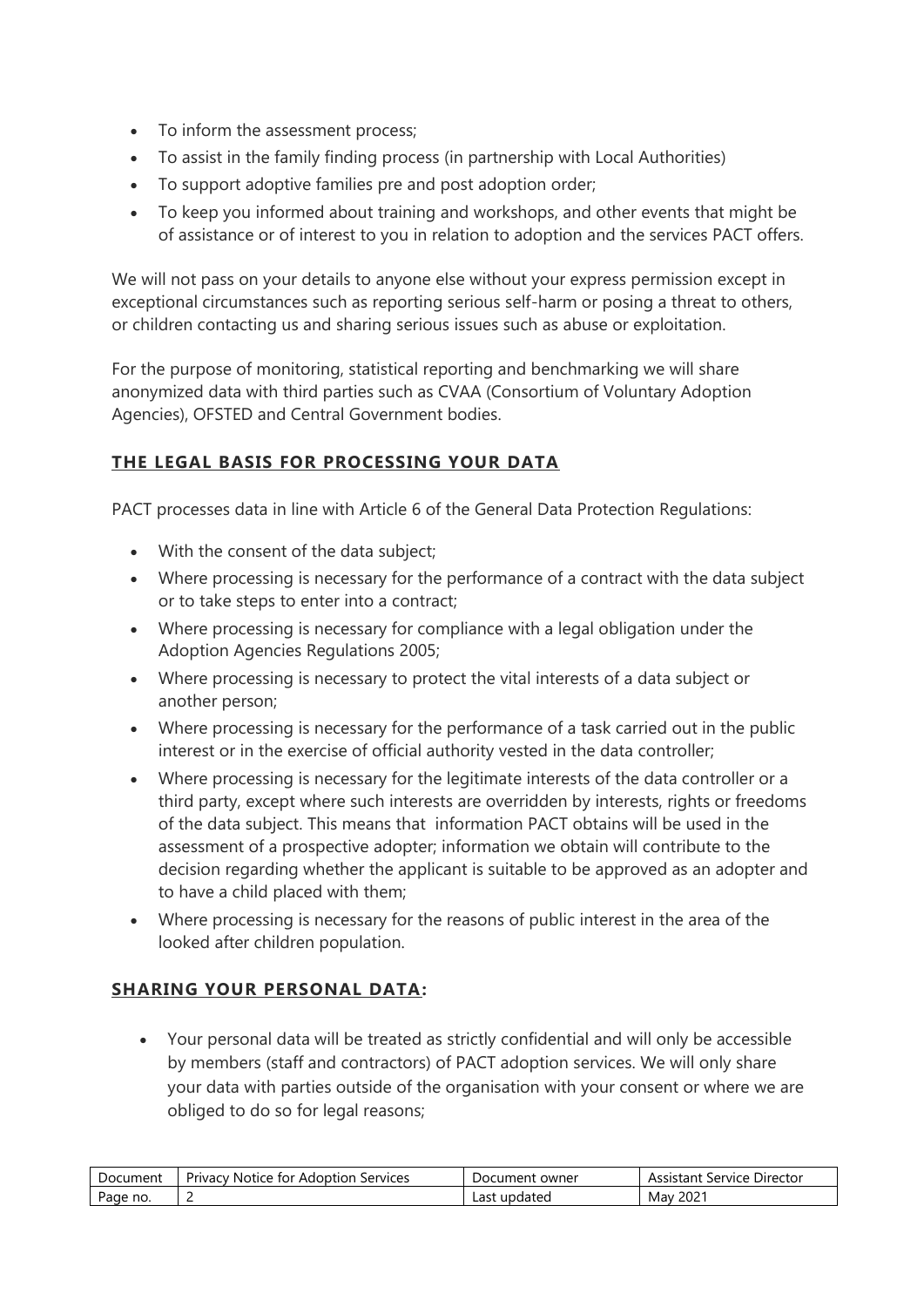- To inform the assessment process;
- To assist in the family finding process (in partnership with Local Authorities)
- To support adoptive families pre and post adoption order;
- To keep you informed about training and workshops, and other events that might be of assistance or of interest to you in relation to adoption and the services PACT offers.

We will not pass on your details to anyone else without your express permission except in exceptional circumstances such as reporting serious self-harm or posing a threat to others, or children contacting us and sharing serious issues such as abuse or exploitation.

For the purpose of monitoring, statistical reporting and benchmarking we will share anonymized data with third parties such as CVAA (Consortium of Voluntary Adoption Agencies), OFSTED and Central Government bodies.

## THE LEGAL BASIS FOR PROCESSING YOUR DATA

PACT processes data in line with Article 6 of the General Data Protection Regulations:

- With the consent of the data subject;
- Where processing is necessary for the performance of a contract with the data subject or to take steps to enter into a contract;
- Where processing is necessary for compliance with a legal obligation under the Adoption Agencies Regulations 2005;
- Where processing is necessary to protect the vital interests of a data subject or another person;
- Where processing is necessary for the performance of a task carried out in the public interest or in the exercise of official authority vested in the data controller;
- Where processing is necessary for the legitimate interests of the data controller or a third party, except where such interests are overridden by interests, rights or freedoms of the data subject. This means that information PACT obtains will be used in the assessment of a prospective adopter; information we obtain will contribute to the decision regarding whether the applicant is suitable to be approved as an adopter and to have a child placed with them;
- Where processing is necessary for the reasons of public interest in the area of the looked after children population.

## SHARING YOUR PERSONAL DATA:

- Your personal data will be treated as strictly confidential and will only be accessible by members (staff and contractors) of PACT adoption services. We will only share your data with parties outside of the organisation with your consent or where we are obliged to do so for legal reasons;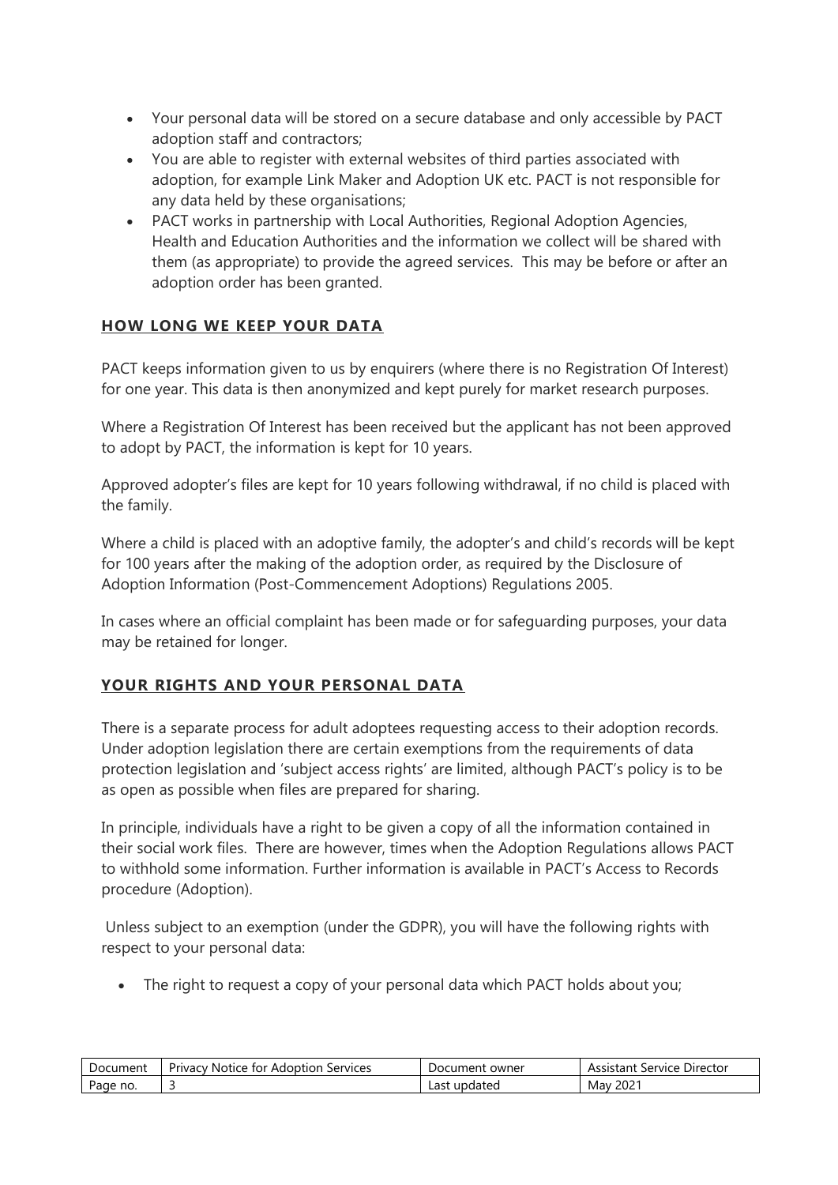- Your personal data will be stored on a secure database and only accessible by PACT adoption staff and contractors;
- You are able to register with external websites of third parties associated with adoption, for example Link Maker and Adoption UK etc. PACT is not responsible for any data held by these organisations;
- PACT works in partnership with Local Authorities, Regional Adoption Agencies, Health and Education Authorities and the information we collect will be shared with them (as appropriate) to provide the agreed services. This may be before or after an adoption order has been granted.

## HOW LONG WE KEEP YOUR DATA

PACT keeps information given to us by enquirers (where there is no Registration Of Interest) for one year. This data is then anonymized and kept purely for market research purposes.

Where a Registration Of Interest has been received but the applicant has not been approved to adopt by PACT, the information is kept for 10 years.

Approved adopter's files are kept for 10 years following withdrawal, if no child is placed with the family.

Where a child is placed with an adoptive family, the adopter's and child's records will be kept for 100 years after the making of the adoption order, as required by the Disclosure of Adoption Information (Post-Commencement Adoptions) Regulations 2005.

In cases where an official complaint has been made or for safeguarding purposes, your data may be retained for longer.

## YOUR RIGHTS AND YOUR PERSONAL DATA

There is a separate process for adult adoptees requesting access to their adoption records. Under adoption legislation there are certain exemptions from the requirements of data protection legislation and 'subject access rights' are limited, although PACT's policy is to be as open as possible when files are prepared for sharing.

In principle, individuals have a right to be given a copy of all the information contained in their social work files. There are however, times when the Adoption Regulations allows PACT to withhold some information. Further information is available in PACT's Access to Records procedure (Adoption).

Unless subject to an exemption (under the GDPR), you will have the following rights with respect to your personal data:

- The right to request a copy of your personal data which PACT holds about you;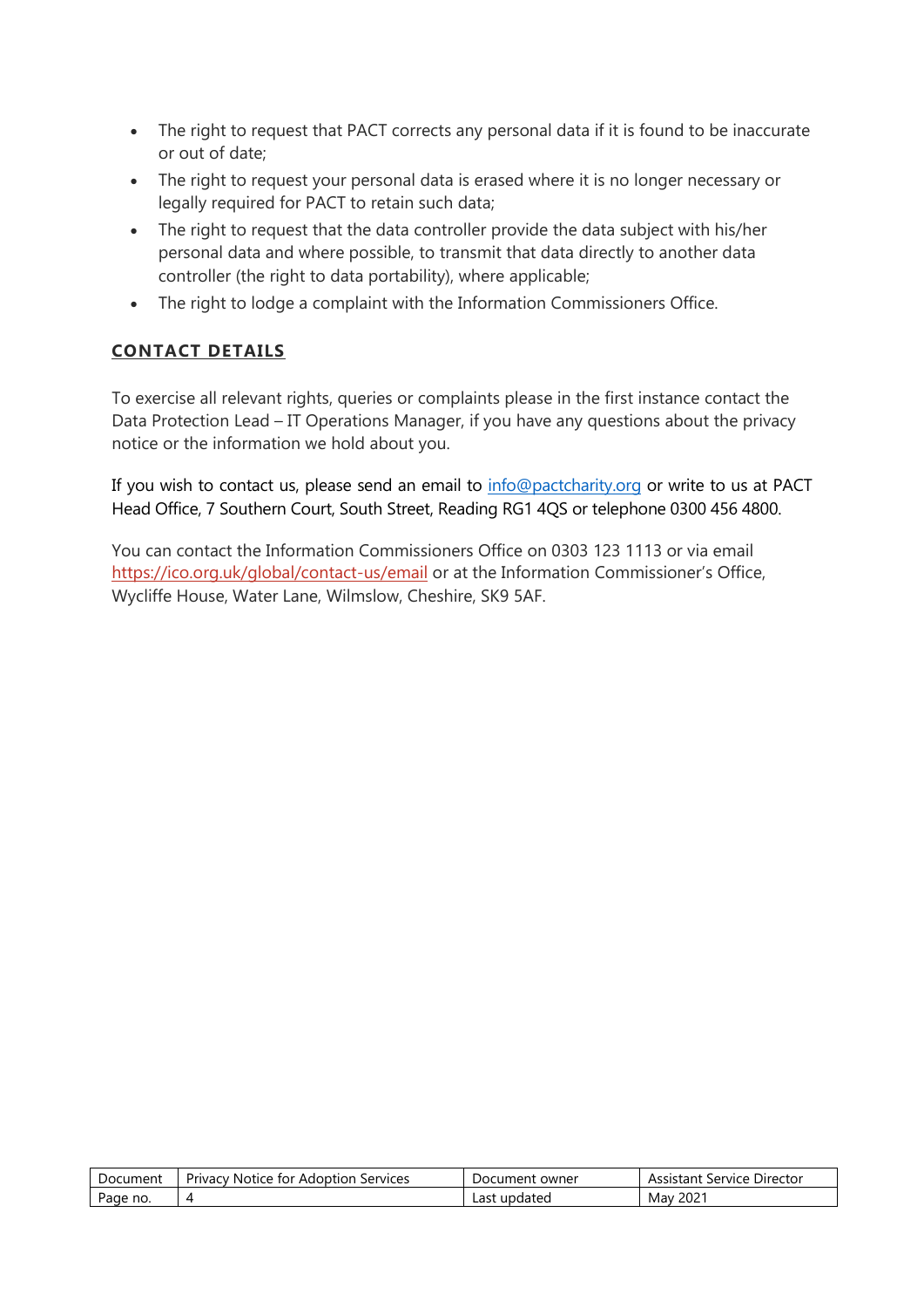- The right to request that PACT corrects any personal data if it is found to be inaccurate or out of date;
- The right to request your personal data is erased where it is no longer necessary or legally required for PACT to retain such data;
- The right to request that the data controller provide the data subject with his/her personal data and where possible, to transmit that data directly to another data controller (the right to data portability), where applicable;
- The right to lodge a complaint with the Information Commissioners Office.

## CONTACT DETAILS

To exercise all relevant rights, queries or complaints please in the first instance contact the Data Protection Lead – IT Operations Manager, if you have any questions about the privacy notice or the information we hold about you.

If you wish to contact us, please send an email to info@pactcharity.org or write to us at PACT Head Office, 7 Southern Court, South Street, Reading RG1 4QS or telephone 0300 456 4800.

You can contact the Information Commissioners Office on 0303 123 1113 or via email https://ico.org.uk/global/contact-us/email or at the Information Commissioner's Office, Wycliffe House, Water Lane, Wilmslow, Cheshire, SK9 5AF.